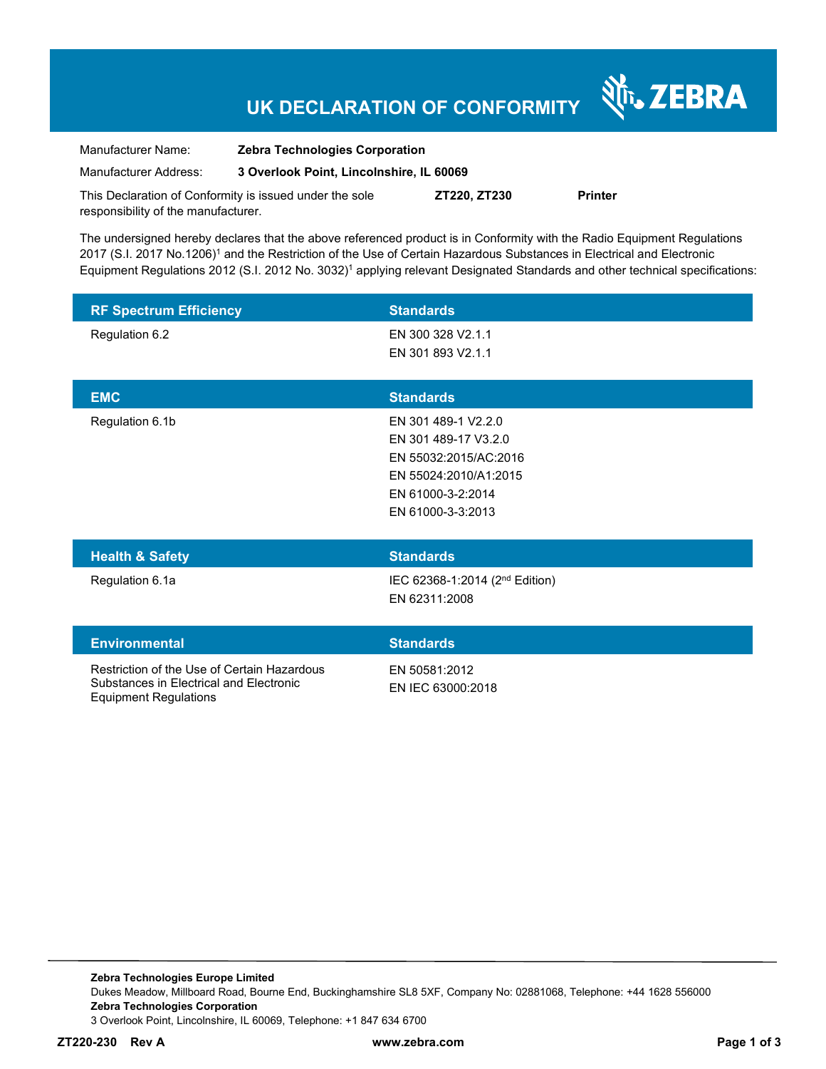# UK DECLARATION OF CONFORMITY

ZEBRA

Manufacturer Name: **Zebra Technologies Corporation**

Manufacturer Address: **3 Overlook Point, Lincolnshire, IL 60069**

This Declaration of Conformity is issued under the sole responsibility of the manufacturer. **ZT220, ZT230** **Printer**

The undersigned hereby declares that the above referenced product is in Conformity with the Radio Equipment Regulations 2017 (S.I. 2017 No.1206)[1] and the Restriction of the Use of Certain Hazardous Substances in Electrical and Electronic Equipment Regulations 2012 (S.I. 2012 No. 3032)[1] applying relevant Designated Standards and other technical specifications:

| RF Spectrum Efficiency | Standards |
| --- | --- |
| Regulation 6.2 | EN 300 328 V2.1.1<br>EN 301 893 V2.1.1 |

| EMC | Standards |
| --- | --- |
| Regulation 6.1b | EN 301 489-1 V2.2.0<br>EN 301 489-17 V3.2.0<br>EN 55032:2015/AC:2016<br>EN 55024:2010/A1:2015<br>EN 61000-3-2:2014<br>EN 61000-3-3:2013 |

| Health & Safety | Standards |
| --- | --- |
| Regulation 6.1a | IEC 62368-1:2014 (2nd Edition)<br>EN 62311:2008 |

| Environmental | Standards |
| --- | --- |
| Restriction of the Use of Certain Hazardous Substances in Electrical and Electronic Equipment Regulations | EN 50581:2012<br>EN IEC 63000:2018 |

**Zebra Technologies Europe Limited**
Dukes Meadow, Millboard Road, Bourne End, Buckinghamshire SL8 5XF, Company No: 02881068, Telephone: +44 1628 556000
**Zebra Technologies Corporation**
3 Overlook Point, Lincolnshire, IL 60069, Telephone: +1 847 634 6700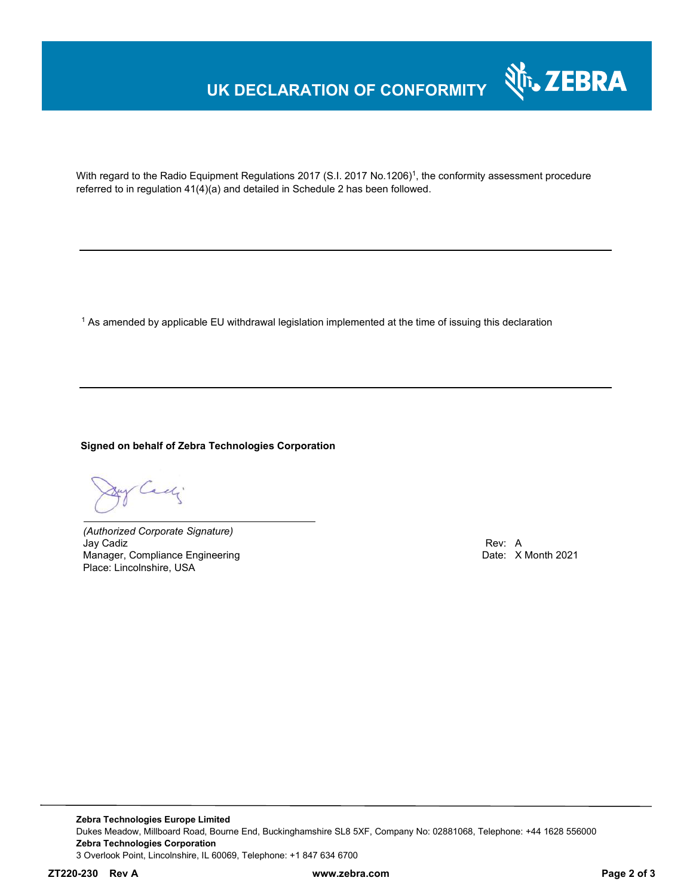# UK DECLARATION OF CONFORMITY

With regard to the Radio Equipment Regulations 2017 (S.I. 2017 No.1206)[1], the conformity assessment procedure referred to in regulation 41(4)(a) and detailed in Schedule 2 has been followed.

---

[1] As amended by applicable EU withdrawal legislation implemented at the time of issuing this declaration

---

**Signed on behalf of Zebra Technologies Corporation**

*(Authorized Corporate Signature)*
Jay Cadiz
Manager, Compliance Engineering
Place: Lincolnshire, USA

Rev: A
Date: X Month 2021

---

**Zebra Technologies Europe Limited**
Dukes Meadow, Millboard Road, Bourne End, Buckinghamshire SL8 5XF, Company No: 02881068, Telephone: +44 1628 556000
**Zebra Technologies Corporation**
3 Overlook Point, Lincolnshire, IL 60069, Telephone: +1 847 634 6700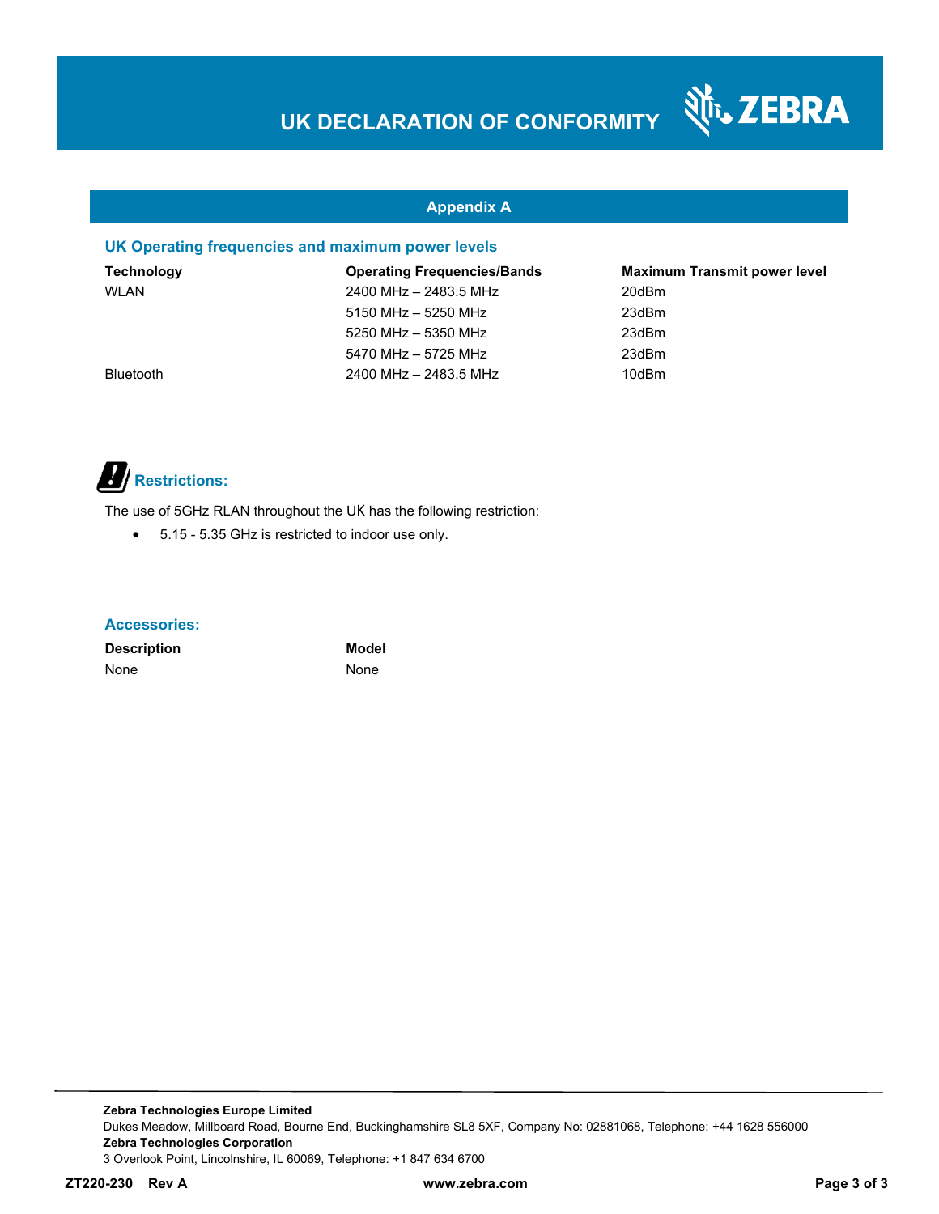# UK DECLARATION OF CONFORMITY

## Appendix A

### UK Operating frequencies and maximum power levels

| Technology | Operating Frequencies/Bands | Maximum Transmit power level |
|---|---|---|
| WLAN | 2400 MHz – 2483.5 MHz | 20dBm |
| | 5150 MHz – 5250 MHz | 23dBm |
| | 5250 MHz – 5350 MHz | 23dBm |
| | 5470 MHz – 5725 MHz | 23dBm |
| Bluetooth | 2400 MHz – 2483.5 MHz | 10dBm |

### Restrictions:

The use of 5GHz RLAN throughout the UK has the following restriction:

- 5.15 - 5.35 GHz is restricted to indoor use only.

### Accessories:

| Description | Model |
|---|---|
| None | None |

**Zebra Technologies Europe Limited**
Dukes Meadow, Millboard Road, Bourne End, Buckinghamshire SL8 5XF, Company No: 02881068, Telephone: +44 1628 556000
**Zebra Technologies Corporation**
3 Overlook Point, Lincolnshire, IL 60069, Telephone: +1 847 634 6700

**ZT220-230 Rev A** **www.zebra.com**